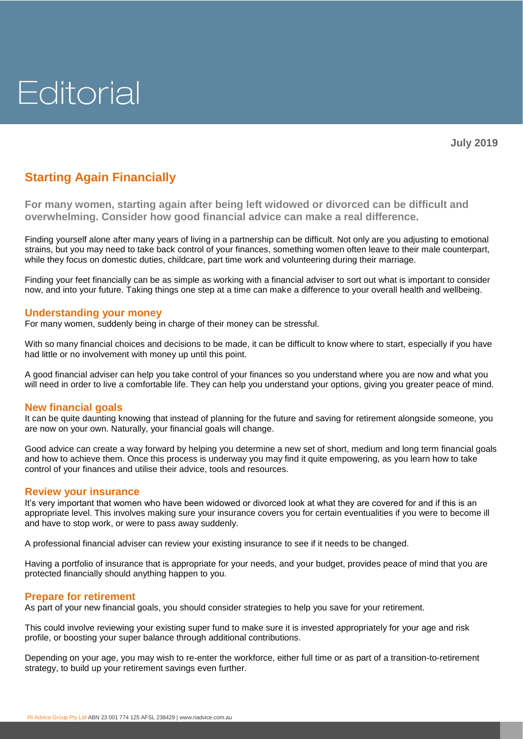# Editorial

**July 2019**

## Starting Again Financially

**For many women, starting again after being left widowed or divorced can be difficult and overwhelming. Consider how good financial advice can make a real difference.**

Finding yourself alone after many years of living in a partnership can be difficult. Not only are you adjusting to emotional strains, but you may need to take back control of your finances, something women often leave to their male counterpart, while they focus on domestic duties, childcare, part time work and volunteering during their marriage.

Finding your feet financially can be as simple as working with a financial adviser to sort out what is important to consider now, and into your future. Taking things one step at a time can make a difference to your overall health and wellbeing.

### Understanding your money

For many women, suddenly being in charge of their money can be stressful.

With so many financial choices and decisions to be made, it can be difficult to know where to start, especially if you have had little or no involvement with money up until this point.

A good financial adviser can help you take control of your finances so you understand where you are now and what you will need in order to live a comfortable life. They can help you understand your options, giving you greater peace of mind.

### New financial goals

It can be quite daunting knowing that instead of planning for the future and saving for retirement alongside someone, you are now on your own. Naturally, your financial goals will change.

Good advice can create a way forward by helping you determine a new set of short, medium and long term financial goals and how to achieve them. Once this process is underway you may find it quite empowering, as you learn how to take control of your finances and utilise their advice, tools and resources.

### Review your insurance

It's very important that women who have been widowed or divorced look at what they are covered for and if this is an appropriate level. This involves making sure your insurance covers you for certain eventualities if you were to become ill and have to stop work, or were to pass away suddenly.

A professional financial adviser can review your existing insurance to see if it needs to be changed.

Having a portfolio of insurance that is appropriate for your needs, and your budget, provides peace of mind that you are protected financially should anything happen to you.

### Prepare for retirement

As part of your new financial goals, you should consider strategies to help you save for your retirement.

This could involve reviewing your existing super fund to make sure it is invested appropriately for your age and risk profile, or boosting your super balance through additional contributions.

Depending on your age, you may wish to re-enter the workforce, either full time or as part of a transition-to-retirement strategy, to build up your retirement savings even further.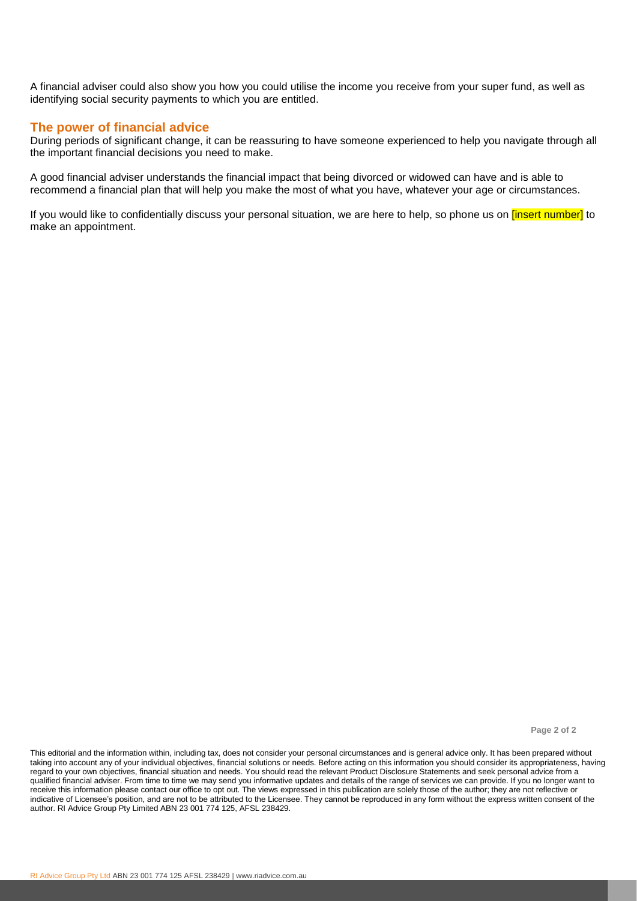A financial adviser could also show you how you could utilise the income you receive from your super fund, as well as identifying social security payments to which you are entitled.

## The power of financial advice

During periods of significant change, it can be reassuring to have someone experienced to help you navigate through all the important financial decisions you need to make.

A good financial adviser understands the financial impact that being divorced or widowed can have and is able to recommend a financial plan that will help you make the most of what you have, whatever your age or circumstances.

If you would like to confidentially discuss your personal situation, we are here to help, so phone us on [insert number] to make an appointment.

This editorial and the information within, including tax, does not consider your personal circumstances and is general advice only. It has been prepared without taking into account any of your individual objectives, financial solutions or needs. Before acting on this information you should consider its appropriateness, having regard to your own objectives, financial situation and needs. You should read the relevant Product Disclosure Statements and seek personal advice from a qualified financial adviser. From time to time we may send you informative updates and details of the range of services we can provide. If you no longer want to receive this information please contact our office to opt out. The views expressed in this publication are solely those of the author; they are not reflective or indicative of Licensee's position, and are not to be attributed to the Licensee. They cannot be reproduced in any form without the express written consent of the author. RI Advice Group Pty Limited ABN 23 001 774 125, AFSL 238429.

RI Advice Group Pty Ltd ABN 23 001 774 125 AFSL 238429 | www.riadvice.com.au